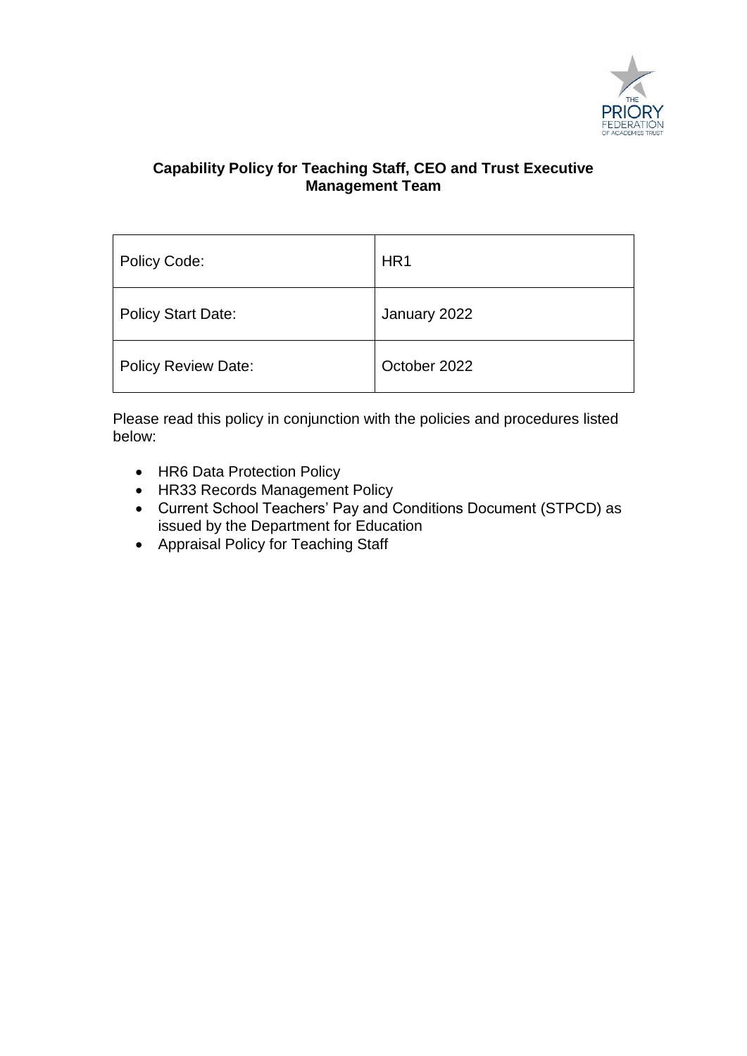# Capability Policy for Teaching Staff, CEO and Trust Executive Management Team

| Policy Code: | HR1 |
|---|---|
| Policy Start Date: | January 2022 |
| Policy Review Date: | October 2022 |

Please read this policy in conjunction with the policies and procedures listed below:

- HR6 Data Protection Policy
- HR33 Records Management Policy
- Current School Teachers' Pay and Conditions Document (STPCD) as issued by the Department for Education
- Appraisal Policy for Teaching Staff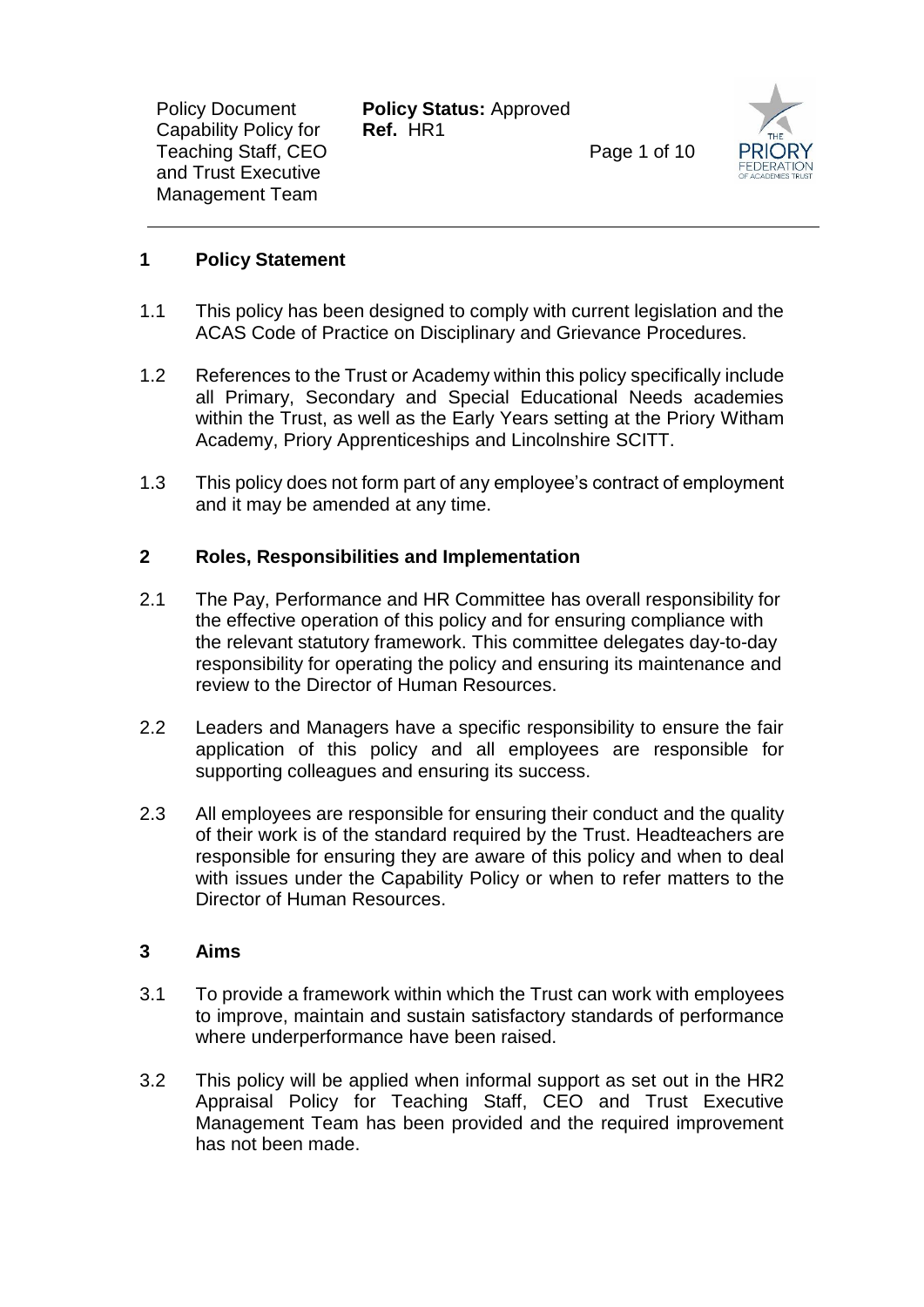## 1 Policy Statement

1.1 This policy has been designed to comply with current legislation and the ACAS Code of Practice on Disciplinary and Grievance Procedures.

1.2 References to the Trust or Academy within this policy specifically include all Primary, Secondary and Special Educational Needs academies within the Trust, as well as the Early Years setting at the Priory Witham Academy, Priory Apprenticeships and Lincolnshire SCITT.

1.3 This policy does not form part of any employee's contract of employment and it may be amended at any time.

## 2 Roles, Responsibilities and Implementation

2.1 The Pay, Performance and HR Committee has overall responsibility for the effective operation of this policy and for ensuring compliance with the relevant statutory framework. This committee delegates day-to-day responsibility for operating the policy and ensuring its maintenance and review to the Director of Human Resources.

2.2 Leaders and Managers have a specific responsibility to ensure the fair application of this policy and all employees are responsible for supporting colleagues and ensuring its success.

2.3 All employees are responsible for ensuring their conduct and the quality of their work is of the standard required by the Trust. Headteachers are responsible for ensuring they are aware of this policy and when to deal with issues under the Capability Policy or when to refer matters to the Director of Human Resources.

## 3 Aims

3.1 To provide a framework within which the Trust can work with employees to improve, maintain and sustain satisfactory standards of performance where underperformance have been raised.

3.2 This policy will be applied when informal support as set out in the HR2 Appraisal Policy for Teaching Staff, CEO and Trust Executive Management Team has been provided and the required improvement has not been made.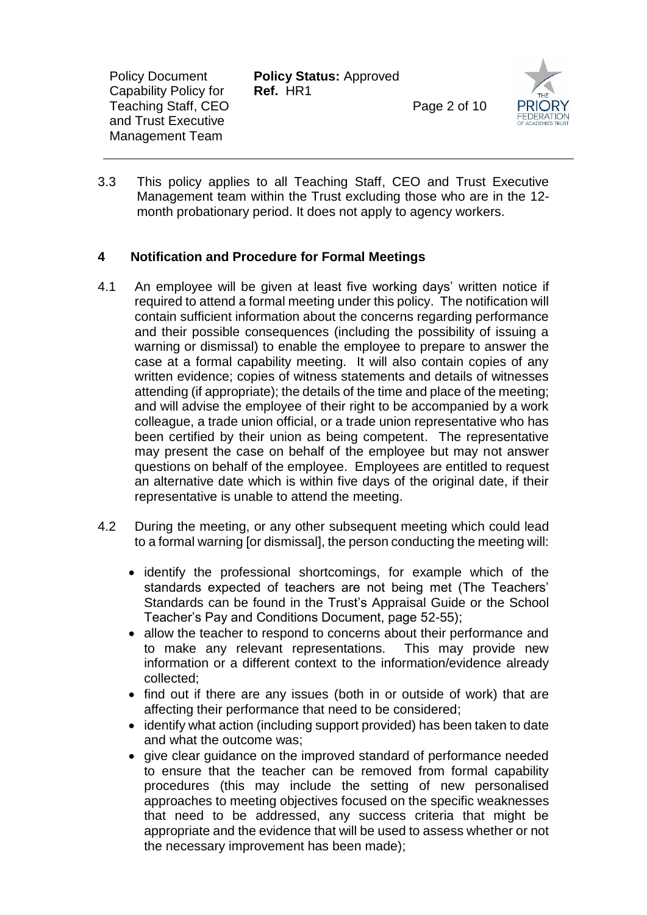3.3 This policy applies to all Teaching Staff, CEO and Trust Executive Management team within the Trust excluding those who are in the 12-month probationary period. It does not apply to agency workers.

## 4 Notification and Procedure for Formal Meetings

4.1 An employee will be given at least five working days' written notice if required to attend a formal meeting under this policy. The notification will contain sufficient information about the concerns regarding performance and their possible consequences (including the possibility of issuing a warning or dismissal) to enable the employee to prepare to answer the case at a formal capability meeting. It will also contain copies of any written evidence; copies of witness statements and details of witnesses attending (if appropriate); the details of the time and place of the meeting; and will advise the employee of their right to be accompanied by a work colleague, a trade union official, or a trade union representative who has been certified by their union as being competent. The representative may present the case on behalf of the employee but may not answer questions on behalf of the employee. Employees are entitled to request an alternative date which is within five days of the original date, if their representative is unable to attend the meeting.

4.2 During the meeting, or any other subsequent meeting which could lead to a formal warning [or dismissal], the person conducting the meeting will:

- identify the professional shortcomings, for example which of the standards expected of teachers are not being met (The Teachers' Standards can be found in the Trust's Appraisal Guide or the School Teacher's Pay and Conditions Document, page 52-55);
- allow the teacher to respond to concerns about their performance and to make any relevant representations. This may provide new information or a different context to the information/evidence already collected;
- find out if there are any issues (both in or outside of work) that are affecting their performance that need to be considered;
- identify what action (including support provided) has been taken to date and what the outcome was;
- give clear guidance on the improved standard of performance needed to ensure that the teacher can be removed from formal capability procedures (this may include the setting of new personalised approaches to meeting objectives focused on the specific weaknesses that need to be addressed, any success criteria that might be appropriate and the evidence that will be used to assess whether or not the necessary improvement has been made);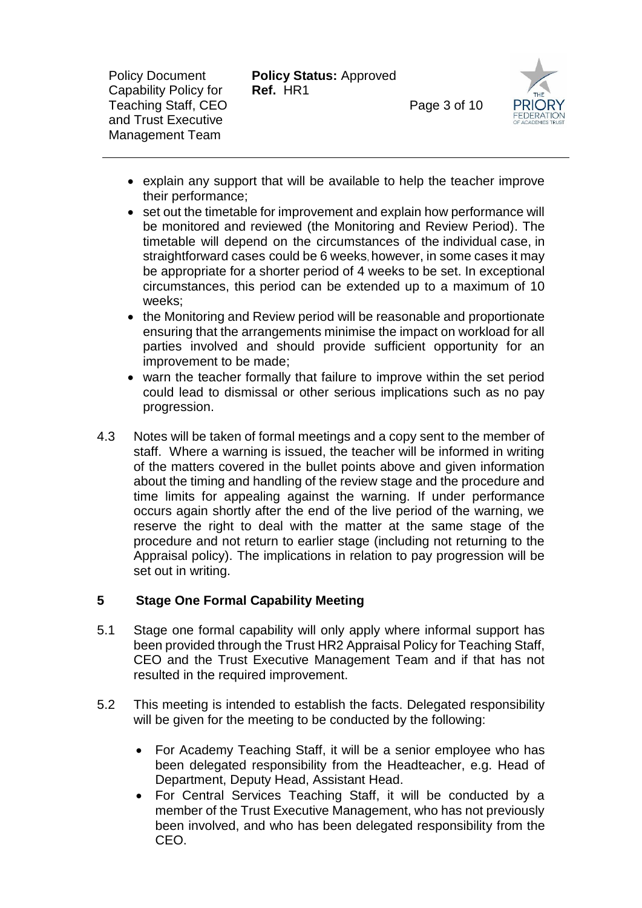- explain any support that will be available to help the teacher improve their performance;
- set out the timetable for improvement and explain how performance will be monitored and reviewed (the Monitoring and Review Period). The timetable will depend on the circumstances of the individual case, in straightforward cases could be 6 weeks, however, in some cases it may be appropriate for a shorter period of 4 weeks to be set. In exceptional circumstances, this period can be extended up to a maximum of 10 weeks;
- the Monitoring and Review period will be reasonable and proportionate ensuring that the arrangements minimise the impact on workload for all parties involved and should provide sufficient opportunity for an improvement to be made;
- warn the teacher formally that failure to improve within the set period could lead to dismissal or other serious implications such as no pay progression.

4.3 Notes will be taken of formal meetings and a copy sent to the member of staff. Where a warning is issued, the teacher will be informed in writing of the matters covered in the bullet points above and given information about the timing and handling of the review stage and the procedure and time limits for appealing against the warning. If under performance occurs again shortly after the end of the live period of the warning, we reserve the right to deal with the matter at the same stage of the procedure and not return to earlier stage (including not returning to the Appraisal policy). The implications in relation to pay progression will be set out in writing.

## 5 Stage One Formal Capability Meeting

5.1 Stage one formal capability will only apply where informal support has been provided through the Trust HR2 Appraisal Policy for Teaching Staff, CEO and the Trust Executive Management Team and if that has not resulted in the required improvement.

5.2 This meeting is intended to establish the facts. Delegated responsibility will be given for the meeting to be conducted by the following:

- For Academy Teaching Staff, it will be a senior employee who has been delegated responsibility from the Headteacher, e.g. Head of Department, Deputy Head, Assistant Head.
- For Central Services Teaching Staff, it will be conducted by a member of the Trust Executive Management, who has not previously been involved, and who has been delegated responsibility from the CEO.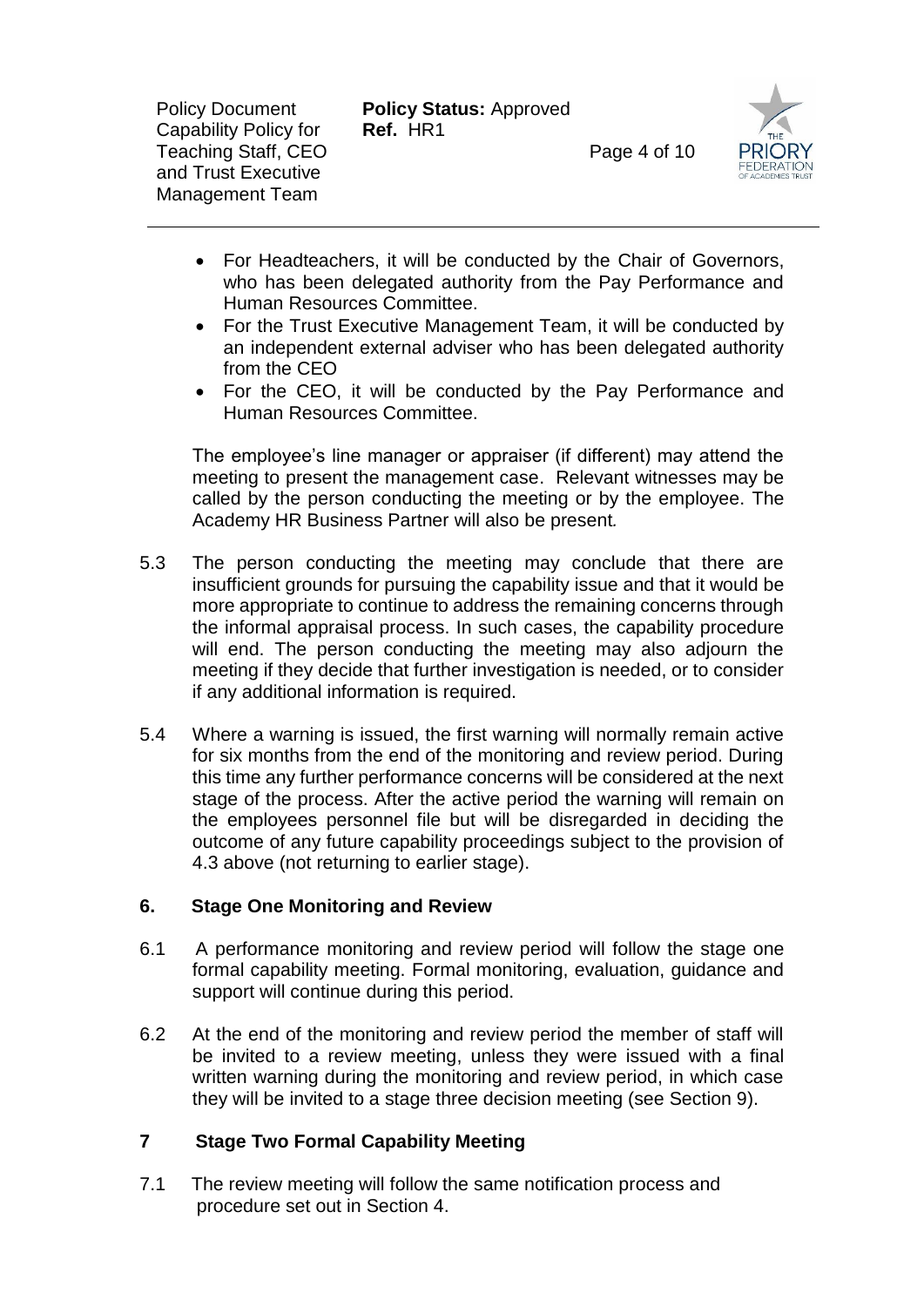- For Headteachers, it will be conducted by the Chair of Governors, who has been delegated authority from the Pay Performance and Human Resources Committee.
- For the Trust Executive Management Team, it will be conducted by an independent external adviser who has been delegated authority from the CEO
- For the CEO, it will be conducted by the Pay Performance and Human Resources Committee.

The employee's line manager or appraiser (if different) may attend the meeting to present the management case. Relevant witnesses may be called by the person conducting the meeting or by the employee. The Academy HR Business Partner will also be present.

5.3 The person conducting the meeting may conclude that there are insufficient grounds for pursuing the capability issue and that it would be more appropriate to continue to address the remaining concerns through the informal appraisal process. In such cases, the capability procedure will end. The person conducting the meeting may also adjourn the meeting if they decide that further investigation is needed, or to consider if any additional information is required.

5.4 Where a warning is issued, the first warning will normally remain active for six months from the end of the monitoring and review period. During this time any further performance concerns will be considered at the next stage of the process. After the active period the warning will remain on the employees personnel file but will be disregarded in deciding the outcome of any future capability proceedings subject to the provision of 4.3 above (not returning to earlier stage).

## 6. Stage One Monitoring and Review

6.1 A performance monitoring and review period will follow the stage one formal capability meeting. Formal monitoring, evaluation, guidance and support will continue during this period.

6.2 At the end of the monitoring and review period the member of staff will be invited to a review meeting, unless they were issued with a final written warning during the monitoring and review period, in which case they will be invited to a stage three decision meeting (see Section 9).

## 7 Stage Two Formal Capability Meeting

7.1 The review meeting will follow the same notification process and procedure set out in Section 4.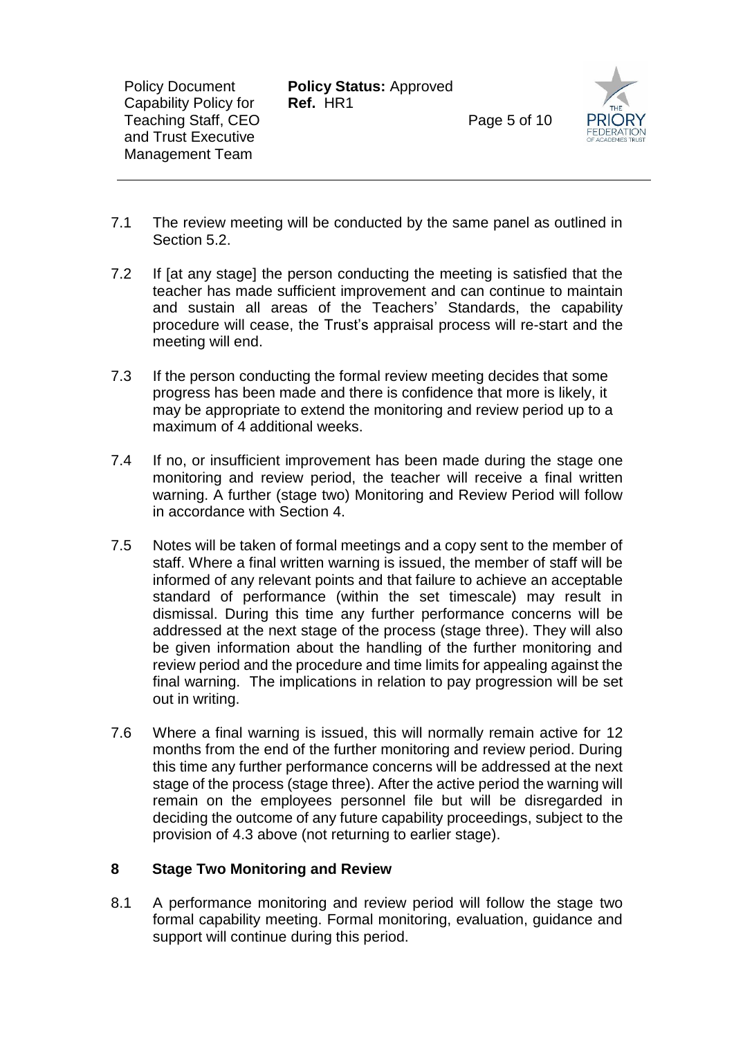7.1 The review meeting will be conducted by the same panel as outlined in Section 5.2.

7.2 If [at any stage] the person conducting the meeting is satisfied that the teacher has made sufficient improvement and can continue to maintain and sustain all areas of the Teachers' Standards, the capability procedure will cease, the Trust's appraisal process will re-start and the meeting will end.

7.3 If the person conducting the formal review meeting decides that some progress has been made and there is confidence that more is likely, it may be appropriate to extend the monitoring and review period up to a maximum of 4 additional weeks.

7.4 If no, or insufficient improvement has been made during the stage one monitoring and review period, the teacher will receive a final written warning. A further (stage two) Monitoring and Review Period will follow in accordance with Section 4.

7.5 Notes will be taken of formal meetings and a copy sent to the member of staff. Where a final written warning is issued, the member of staff will be informed of any relevant points and that failure to achieve an acceptable standard of performance (within the set timescale) may result in dismissal. During this time any further performance concerns will be addressed at the next stage of the process (stage three). They will also be given information about the handling of the further monitoring and review period and the procedure and time limits for appealing against the final warning. The implications in relation to pay progression will be set out in writing.

7.6 Where a final warning is issued, this will normally remain active for 12 months from the end of the further monitoring and review period. During this time any further performance concerns will be addressed at the next stage of the process (stage three). After the active period the warning will remain on the employees personnel file but will be disregarded in deciding the outcome of any future capability proceedings, subject to the provision of 4.3 above (not returning to earlier stage).

## 8 Stage Two Monitoring and Review

8.1 A performance monitoring and review period will follow the stage two formal capability meeting. Formal monitoring, evaluation, guidance and support will continue during this period.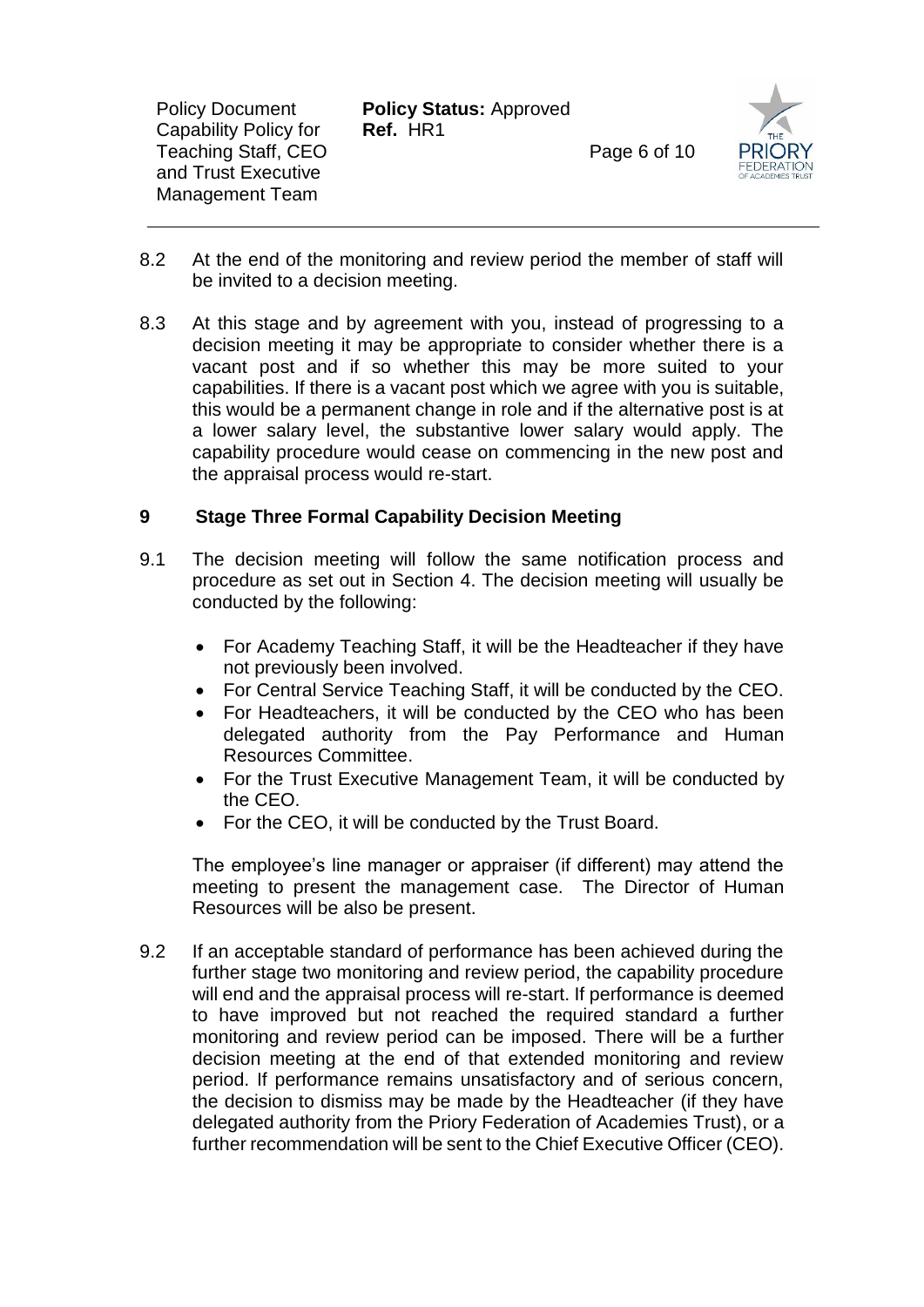8.2 At the end of the monitoring and review period the member of staff will be invited to a decision meeting.

8.3 At this stage and by agreement with you, instead of progressing to a decision meeting it may be appropriate to consider whether there is a vacant post and if so whether this may be more suited to your capabilities. If there is a vacant post which we agree with you is suitable, this would be a permanent change in role and if the alternative post is at a lower salary level, the substantive lower salary would apply. The capability procedure would cease on commencing in the new post and the appraisal process would re-start.

## 9 Stage Three Formal Capability Decision Meeting

9.1 The decision meeting will follow the same notification process and procedure as set out in Section 4. The decision meeting will usually be conducted by the following:

- For Academy Teaching Staff, it will be the Headteacher if they have not previously been involved.
- For Central Service Teaching Staff, it will be conducted by the CEO.
- For Headteachers, it will be conducted by the CEO who has been delegated authority from the Pay Performance and Human Resources Committee.
- For the Trust Executive Management Team, it will be conducted by the CEO.
- For the CEO, it will be conducted by the Trust Board.

The employee's line manager or appraiser (if different) may attend the meeting to present the management case. The Director of Human Resources will be also be present.

9.2 If an acceptable standard of performance has been achieved during the further stage two monitoring and review period, the capability procedure will end and the appraisal process will re-start. If performance is deemed to have improved but not reached the required standard a further monitoring and review period can be imposed. There will be a further decision meeting at the end of that extended monitoring and review period. If performance remains unsatisfactory and of serious concern, the decision to dismiss may be made by the Headteacher (if they have delegated authority from the Priory Federation of Academies Trust), or a further recommendation will be sent to the Chief Executive Officer (CEO).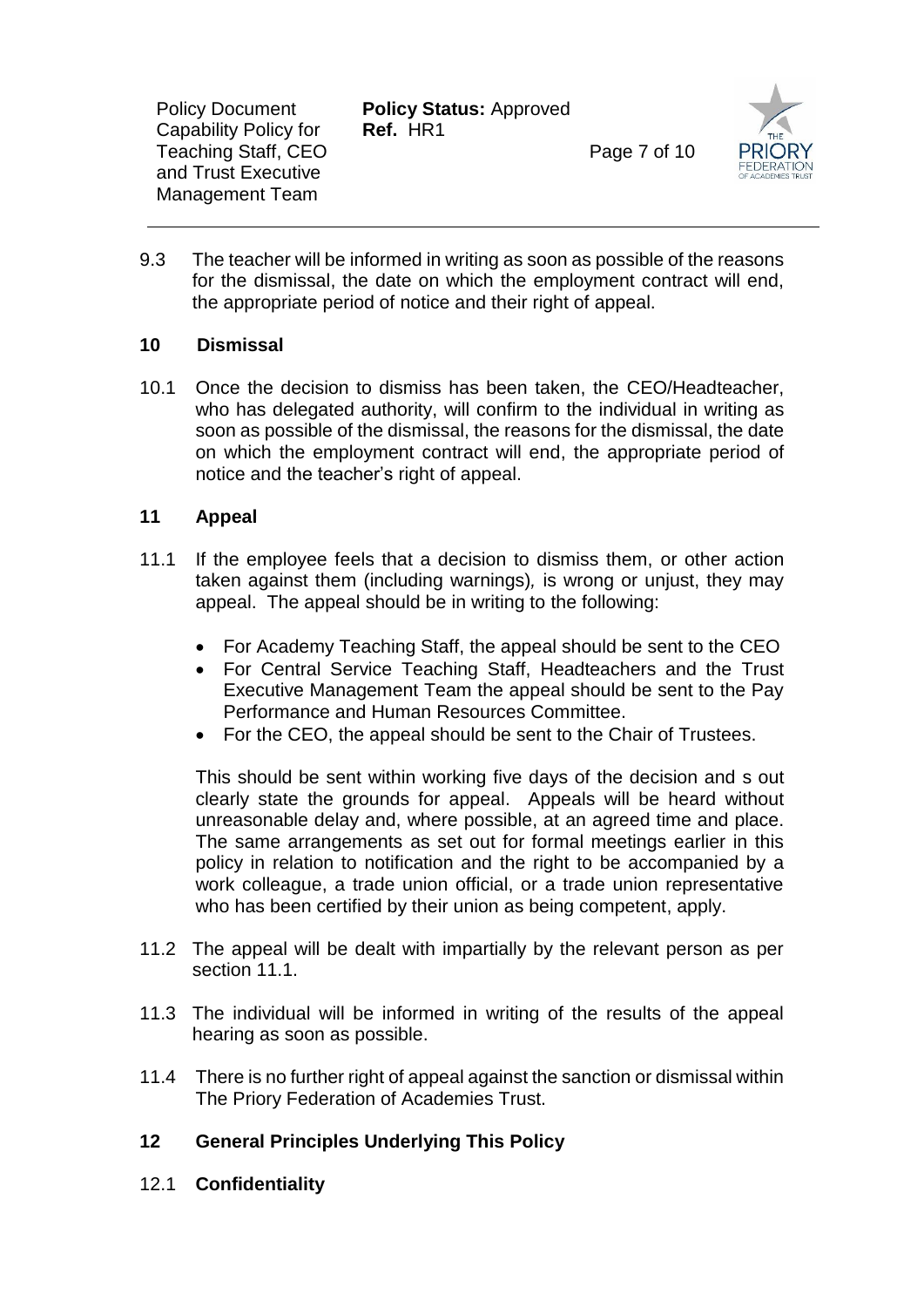9.3 The teacher will be informed in writing as soon as possible of the reasons for the dismissal, the date on which the employment contract will end, the appropriate period of notice and their right of appeal.

## 10 Dismissal

10.1 Once the decision to dismiss has been taken, the CEO/Headteacher, who has delegated authority, will confirm to the individual in writing as soon as possible of the dismissal, the reasons for the dismissal, the date on which the employment contract will end, the appropriate period of notice and the teacher's right of appeal.

## 11 Appeal

11.1 If the employee feels that a decision to dismiss them, or other action taken against them (including warnings), is wrong or unjust, they may appeal. The appeal should be in writing to the following:

- For Academy Teaching Staff, the appeal should be sent to the CEO
- For Central Service Teaching Staff, Headteachers and the Trust Executive Management Team the appeal should be sent to the Pay Performance and Human Resources Committee.
- For the CEO, the appeal should be sent to the Chair of Trustees.

This should be sent within working five days of the decision and s out clearly state the grounds for appeal. Appeals will be heard without unreasonable delay and, where possible, at an agreed time and place. The same arrangements as set out for formal meetings earlier in this policy in relation to notification and the right to be accompanied by a work colleague, a trade union official, or a trade union representative who has been certified by their union as being competent, apply.

11.2 The appeal will be dealt with impartially by the relevant person as per section 11.1.

11.3 The individual will be informed in writing of the results of the appeal hearing as soon as possible.

11.4 There is no further right of appeal against the sanction or dismissal within The Priory Federation of Academies Trust.

## 12 General Principles Underlying This Policy

12.1 **Confidentiality**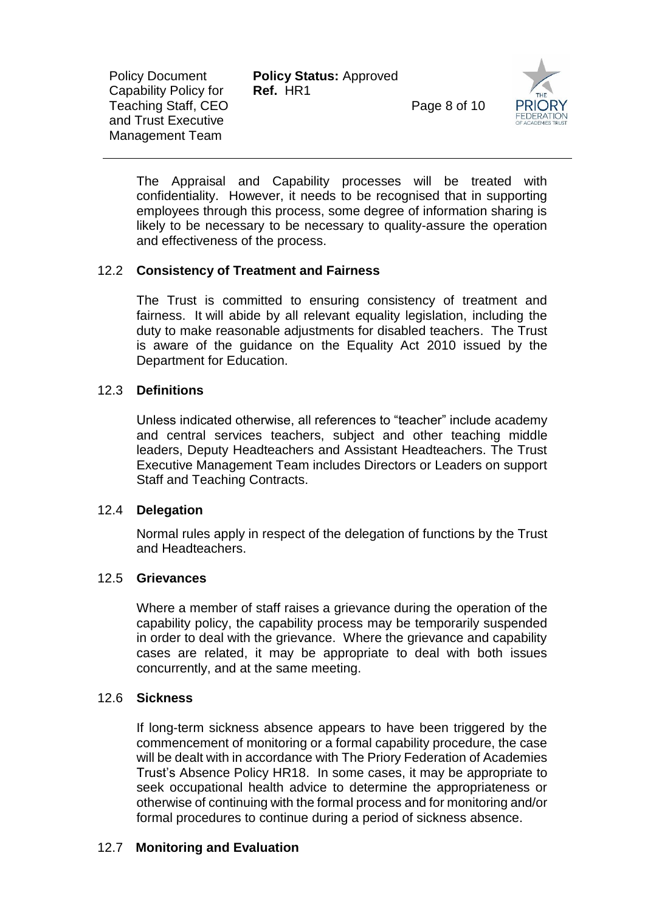The Appraisal and Capability processes will be treated with confidentiality. However, it needs to be recognised that in supporting employees through this process, some degree of information sharing is likely to be necessary to be necessary to quality-assure the operation and effectiveness of the process.

### 12.2 Consistency of Treatment and Fairness

The Trust is committed to ensuring consistency of treatment and fairness. It will abide by all relevant equality legislation, including the duty to make reasonable adjustments for disabled teachers. The Trust is aware of the guidance on the Equality Act 2010 issued by the Department for Education.

### 12.3 Definitions

Unless indicated otherwise, all references to "teacher" include academy and central services teachers, subject and other teaching middle leaders, Deputy Headteachers and Assistant Headteachers. The Trust Executive Management Team includes Directors or Leaders on support Staff and Teaching Contracts.

### 12.4 Delegation

Normal rules apply in respect of the delegation of functions by the Trust and Headteachers.

### 12.5 Grievances

Where a member of staff raises a grievance during the operation of the capability policy, the capability process may be temporarily suspended in order to deal with the grievance. Where the grievance and capability cases are related, it may be appropriate to deal with both issues concurrently, and at the same meeting.

### 12.6 Sickness

If long-term sickness absence appears to have been triggered by the commencement of monitoring or a formal capability procedure, the case will be dealt with in accordance with The Priory Federation of Academies Trust's Absence Policy HR18. In some cases, it may be appropriate to seek occupational health advice to determine the appropriateness or otherwise of continuing with the formal process and for monitoring and/or formal procedures to continue during a period of sickness absence.

### 12.7 Monitoring and Evaluation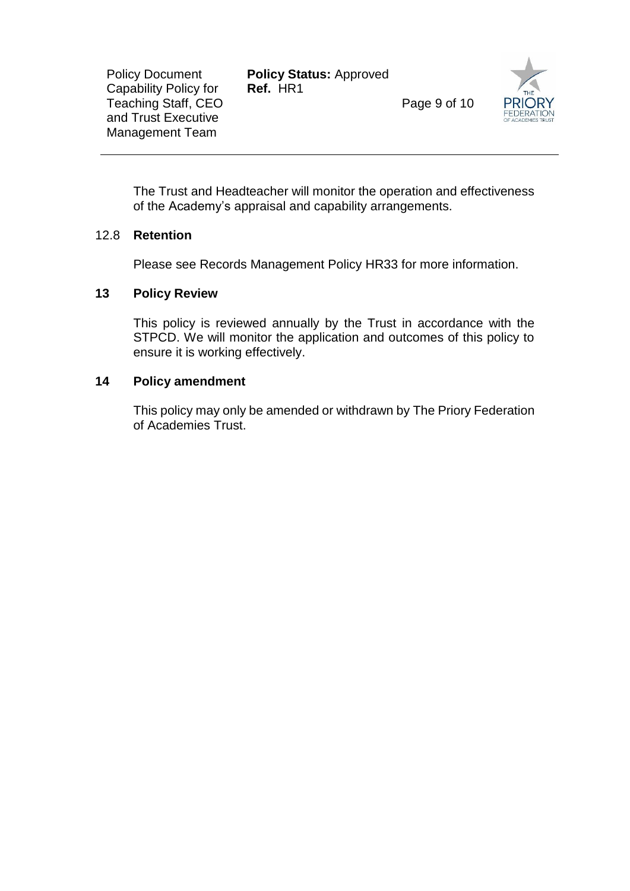The Trust and Headteacher will monitor the operation and effectiveness of the Academy's appraisal and capability arrangements.

### 12.8 Retention

Please see Records Management Policy HR33 for more information.

## 13 Policy Review

This policy is reviewed annually by the Trust in accordance with the STPCD. We will monitor the application and outcomes of this policy to ensure it is working effectively.

## 14 Policy amendment

This policy may only be amended or withdrawn by The Priory Federation of Academies Trust.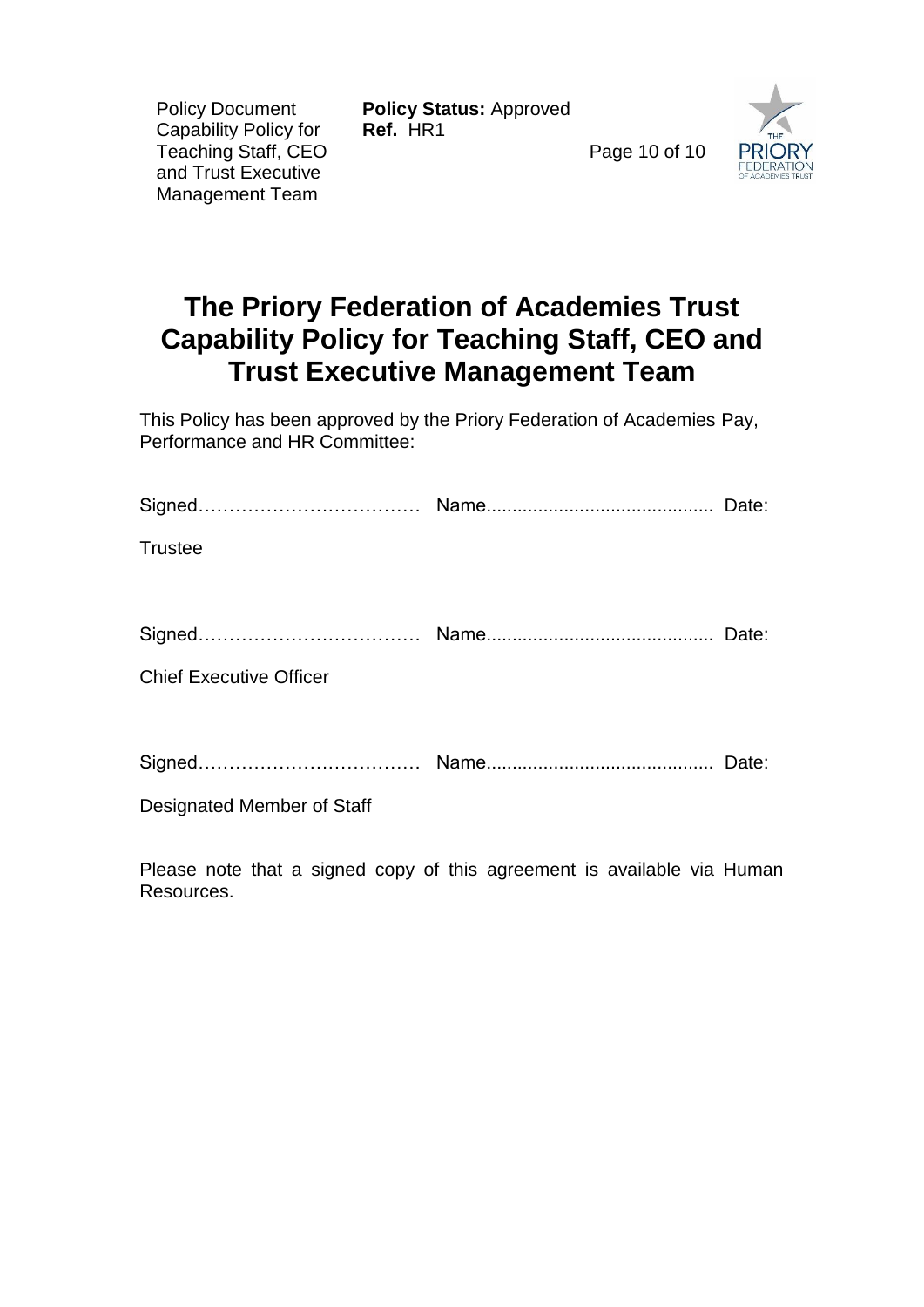# The Priory Federation of Academies Trust Capability Policy for Teaching Staff, CEO and Trust Executive Management Team

This Policy has been approved by the Priory Federation of Academies Pay, Performance and HR Committee:

Signed……………………………… Name........................................... Date:

Trustee

Signed……………………………… Name........................................... Date:

Chief Executive Officer

Signed……………………………… Name........................................... Date:

Designated Member of Staff

Please note that a signed copy of this agreement is available via Human Resources.